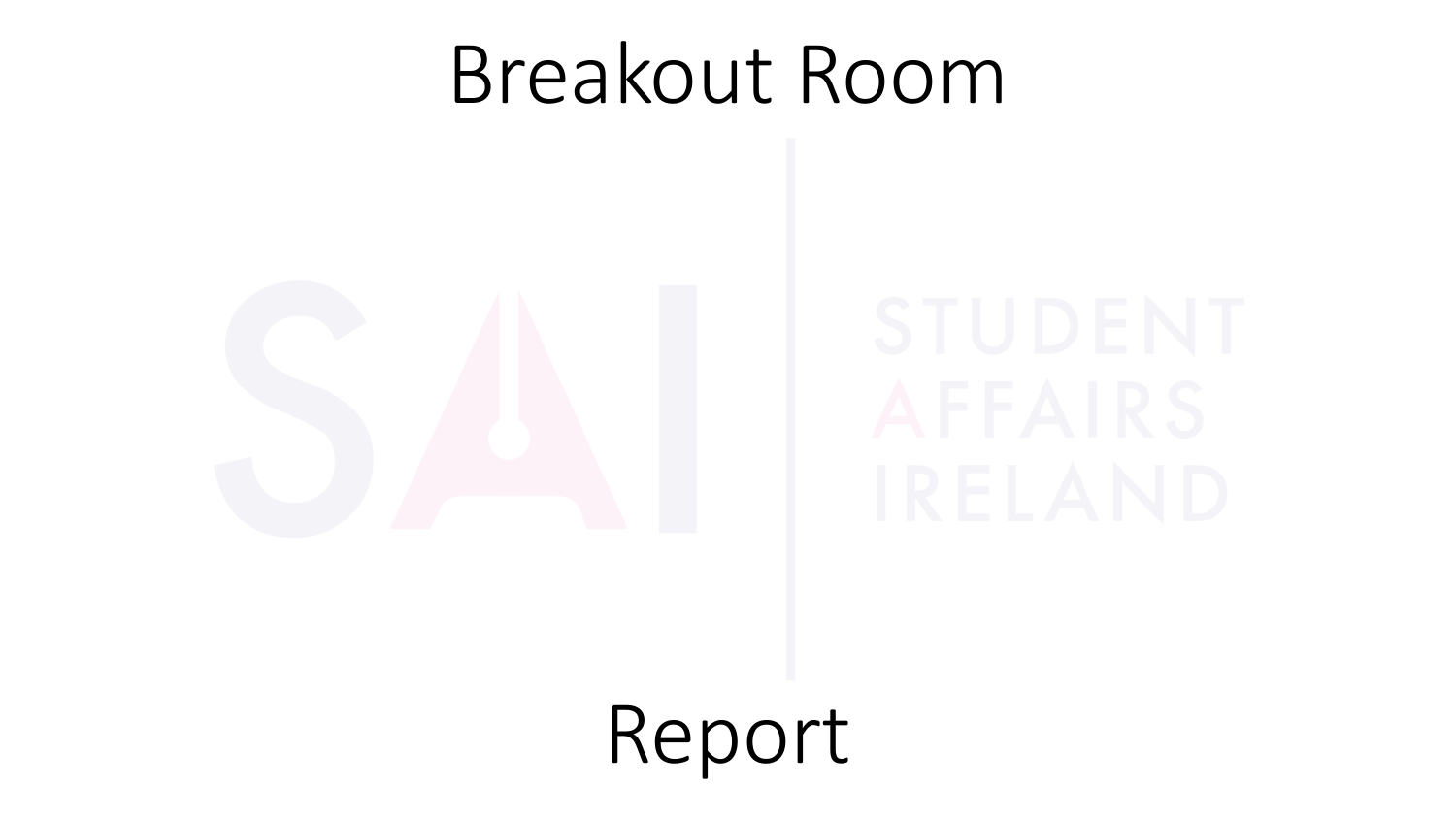# Breakout Room

Report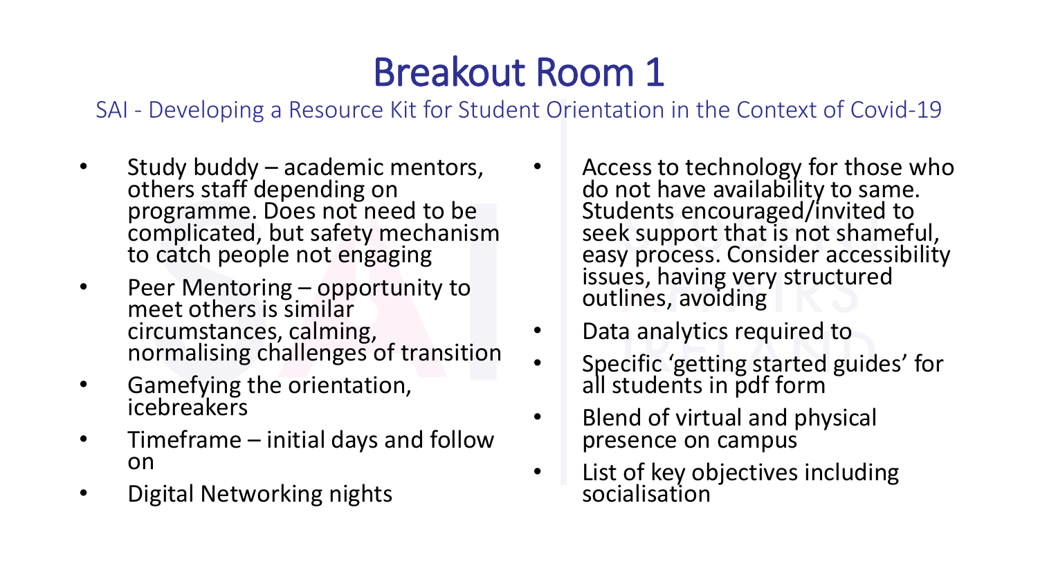# Breakout Room 1

SAI - Developing a Resource Kit for Student Orientation in the Context of Covid-19

- Study buddy – academic mentors, others staff depending on programme. Does not need to be complicated, but safety mechanism to catch people not engaging
- Peer Mentoring – opportunity to meet others is similar circumstances, calming, normalising challenges of transition
- Gamefying the orientation, icebreakers
- Timeframe – initial days and follow on
- Digital Networking nights
- Access to technology for those who do not have availability to same. Students encouraged/invited to seek support that is not shameful, easy process. Consider accessibility issues, having very structured outlines, avoiding
- Data analytics required to
- Specific 'getting started guides' for all students in pdf form
- Blend of virtual and physical presence on campus
- List of key objectives including socialisation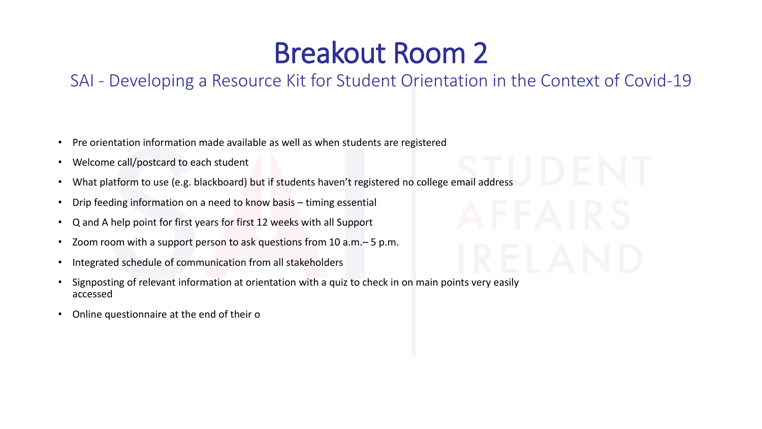# Breakout Room 2

## SAI - Developing a Resource Kit for Student Orientation in the Context of Covid-19

- Pre orientation information made available as well as when students are registered
- Welcome call/postcard to each student
- What platform to use (e.g. blackboard) but if students haven't registered no college email address
- Drip feeding information on a need to know basis – timing essential
- Q and A help point for first years for first 12 weeks with all Support
- Zoom room with a support person to ask questions from 10 a.m.– 5 p.m.
- Integrated schedule of communication from all stakeholders
- Signposting of relevant information at orientation with a quiz to check in on main points very easily accessed
- Online questionnaire at the end of their o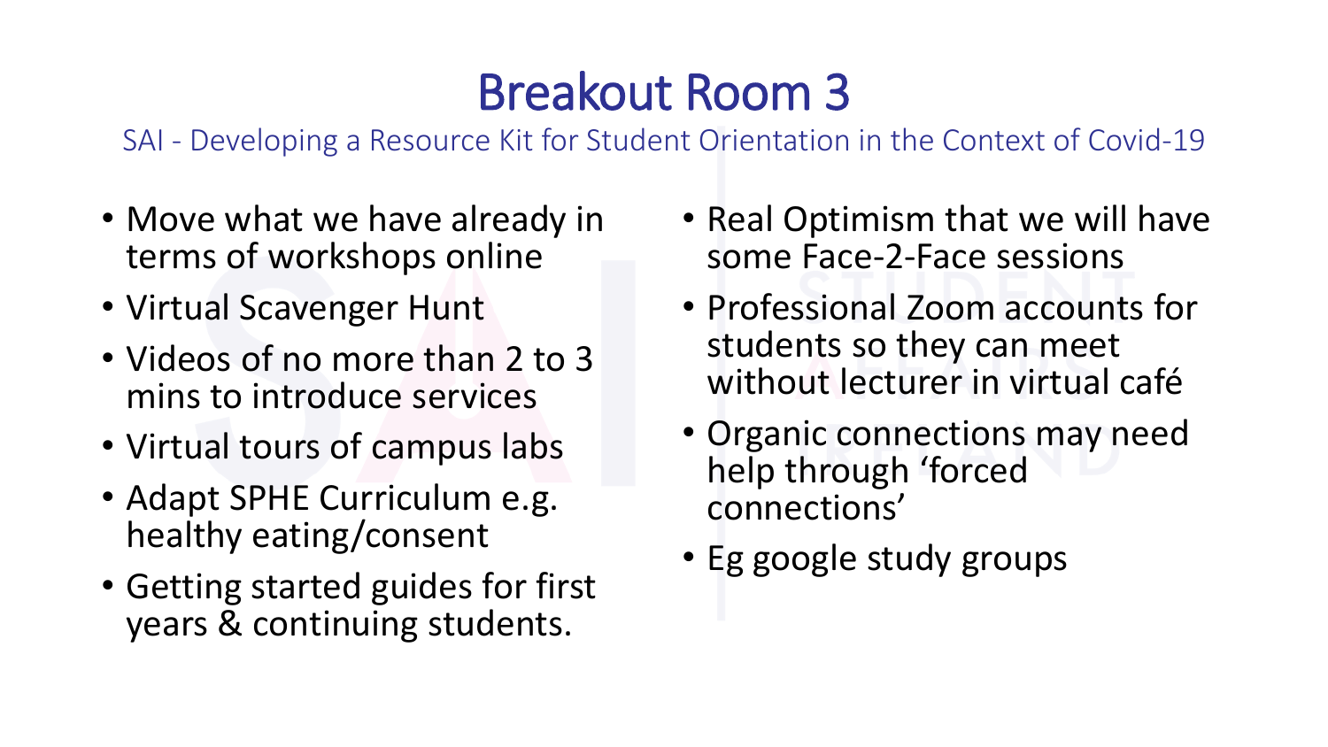# Breakout Room 3

SAI - Developing a Resource Kit for Student Orientation in the Context of Covid-19

- Move what we have already in terms of workshops online
- Virtual Scavenger Hunt
- Videos of no more than 2 to 3 mins to introduce services
- Virtual tours of campus labs
- Adapt SPHE Curriculum e.g. healthy eating/consent
- Getting started guides for first years & continuing students.
- Real Optimism that we will have some Face-2-Face sessions
- Professional Zoom accounts for students so they can meet without lecturer in virtual café
- Organic connections may need help through 'forced connections'
- Eg google study groups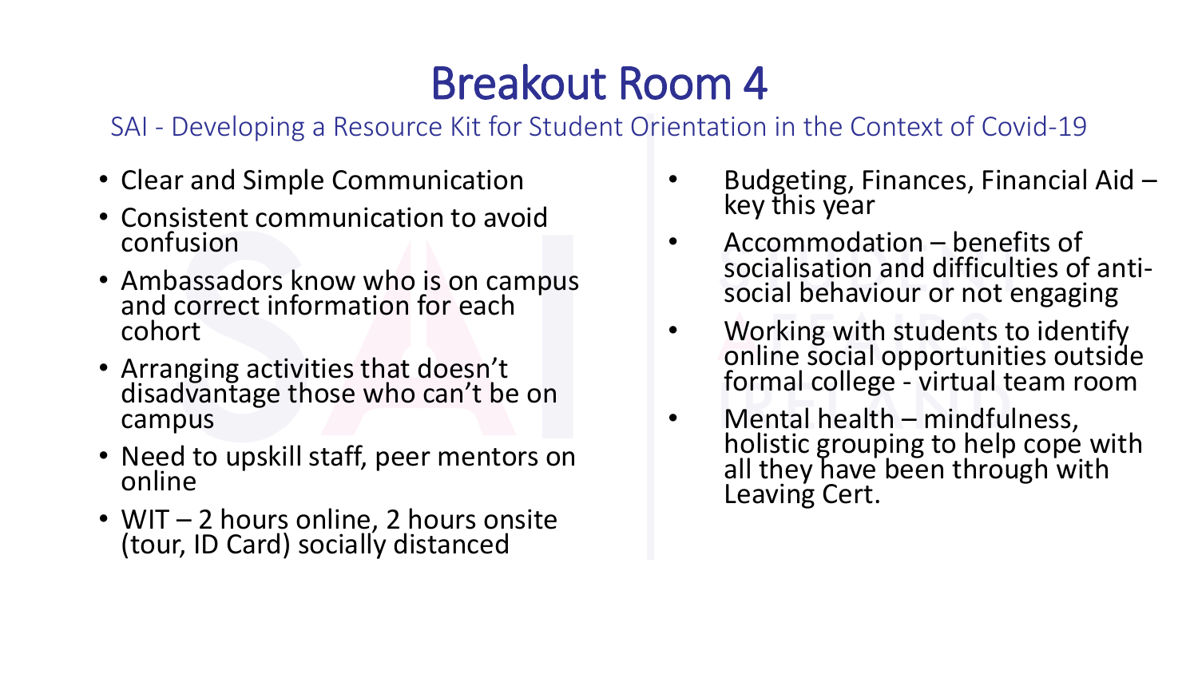# Breakout Room 4

SAI - Developing a Resource Kit for Student Orientation in the Context of Covid-19

- Clear and Simple Communication
- Consistent communication to avoid confusion
- Ambassadors know who is on campus and correct information for each cohort
- Arranging activities that doesn't disadvantage those who can't be on campus
- Need to upskill staff, peer mentors on online
- WIT – 2 hours online, 2 hours onsite (tour, ID Card) socially distanced
- Budgeting, Finances, Financial Aid – key this year
- Accommodation – benefits of socialisation and difficulties of anti-social behaviour or not engaging
- Working with students to identify online social opportunities outside formal college - virtual team room
- Mental health – mindfulness, holistic grouping to help cope with all they have been through with Leaving Cert.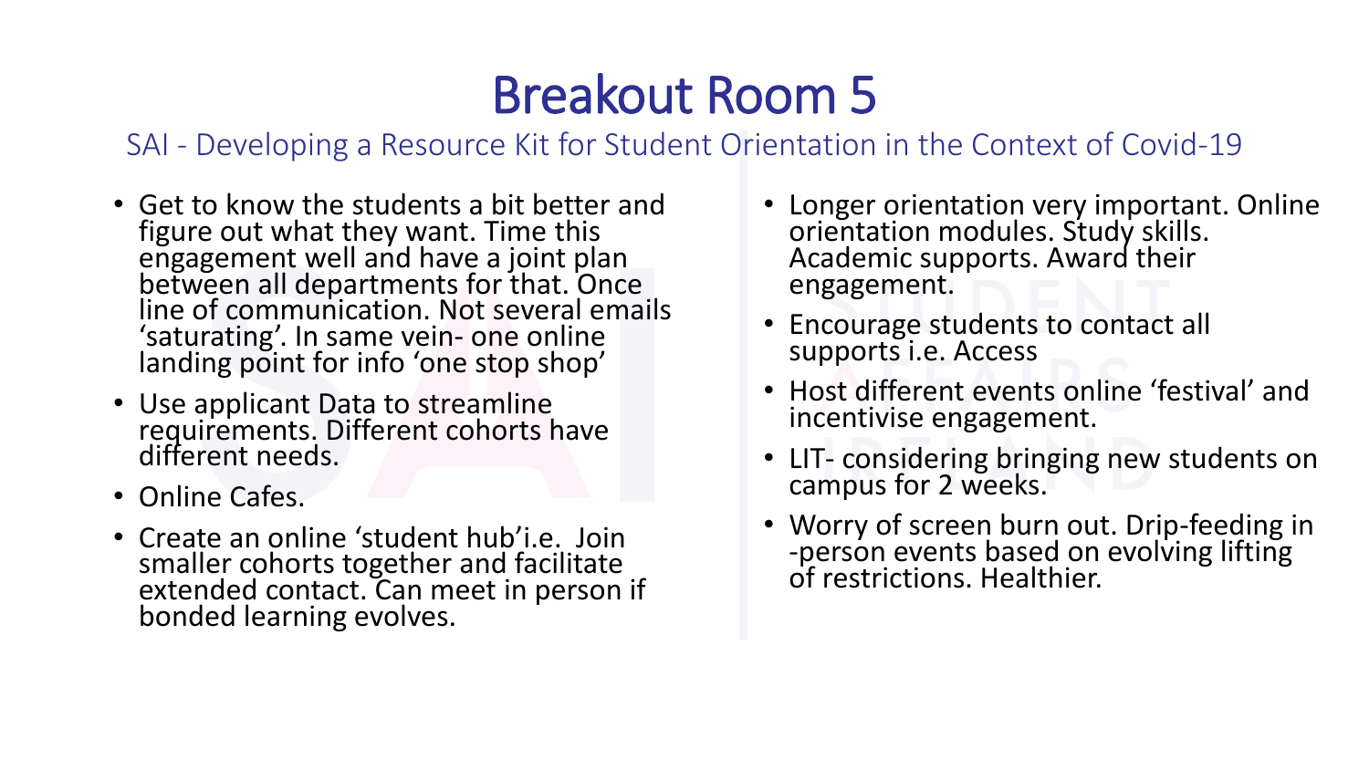# Breakout Room 5

SAI - Developing a Resource Kit for Student Orientation in the Context of Covid-19

- Get to know the students a bit better and figure out what they want. Time this engagement well and have a joint plan between all departments for that. Once line of communication. Not several emails 'saturating'. In same vein- one online landing point for info 'one stop shop'
- Use applicant Data to streamline requirements. Different cohorts have different needs.
- Online Cafes.
- Create an online 'student hub'i.e. Join smaller cohorts together and facilitate extended contact. Can meet in person if bonded learning evolves.
- Longer orientation very important. Online orientation modules. Study skills. Academic supports. Award their engagement.
- Encourage students to contact all supports i.e. Access
- Host different events online 'festival' and incentivise engagement.
- LIT- considering bringing new students on campus for 2 weeks.
- Worry of screen burn out. Drip-feeding in -person events based on evolving lifting of restrictions. Healthier.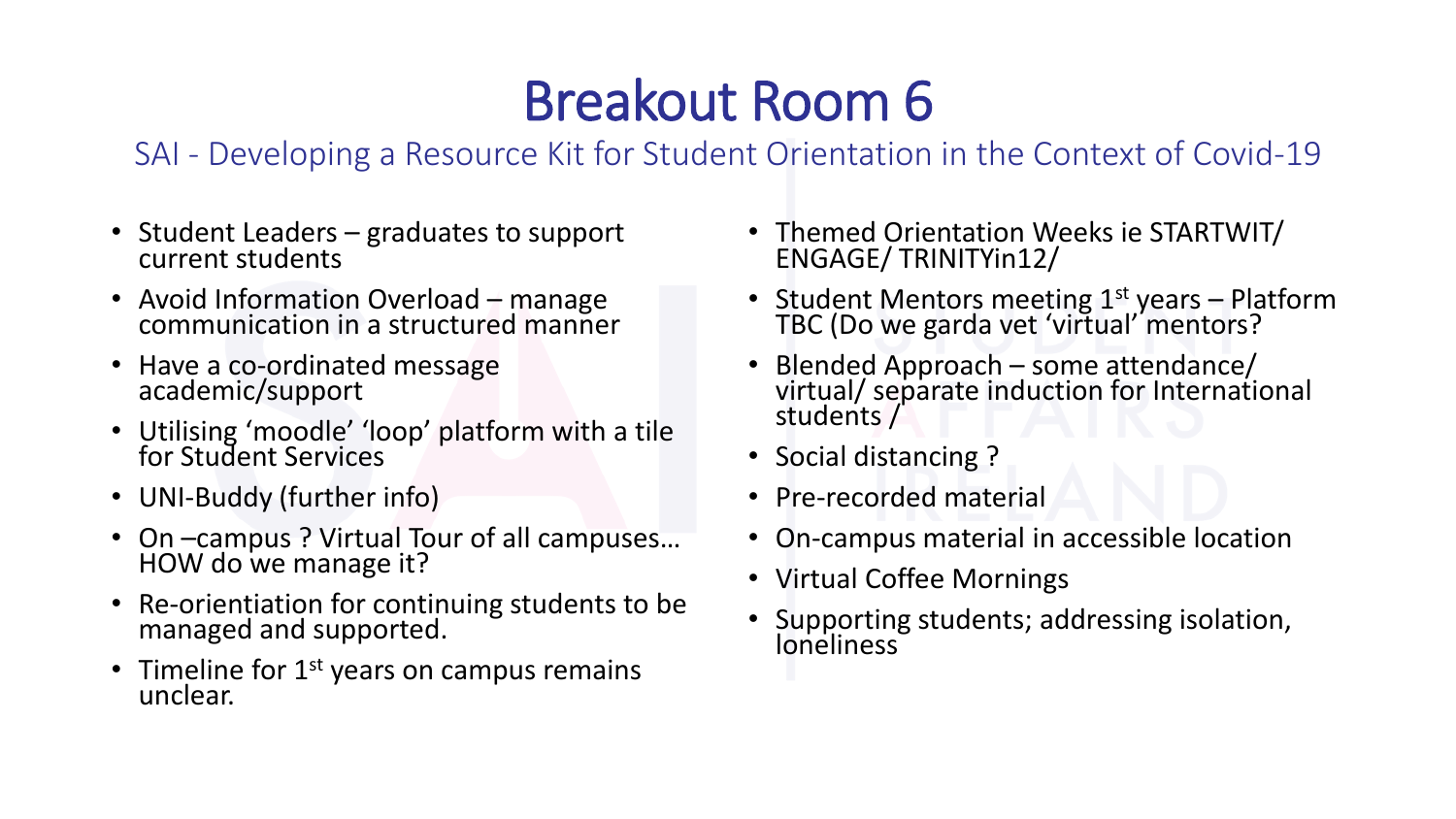# Breakout Room 6

SAI - Developing a Resource Kit for Student Orientation in the Context of Covid-19

- Student Leaders – graduates to support current students
- Avoid Information Overload – manage communication in a structured manner
- Have a co-ordinated message academic/support
- Utilising 'moodle' 'loop' platform with a tile for Student Services
- UNI-Buddy (further info)
- On –campus ? Virtual Tour of all campuses… HOW do we manage it?
- Re-orientation for continuing students to be managed and supported.
- Timeline for 1st years on campus remains unclear.
- Themed Orientation Weeks ie STARTWIT/ ENGAGE/ TRINITYin12/
- Student Mentors meeting 1st years – Platform TBC (Do we garda vet 'virtual' mentors?
- Blended Approach – some attendance/ virtual/ separate induction for International students /
- Social distancing ?
- Pre-recorded material
- On-campus material in accessible location
- Virtual Coffee Mornings
- Supporting students; addressing isolation, loneliness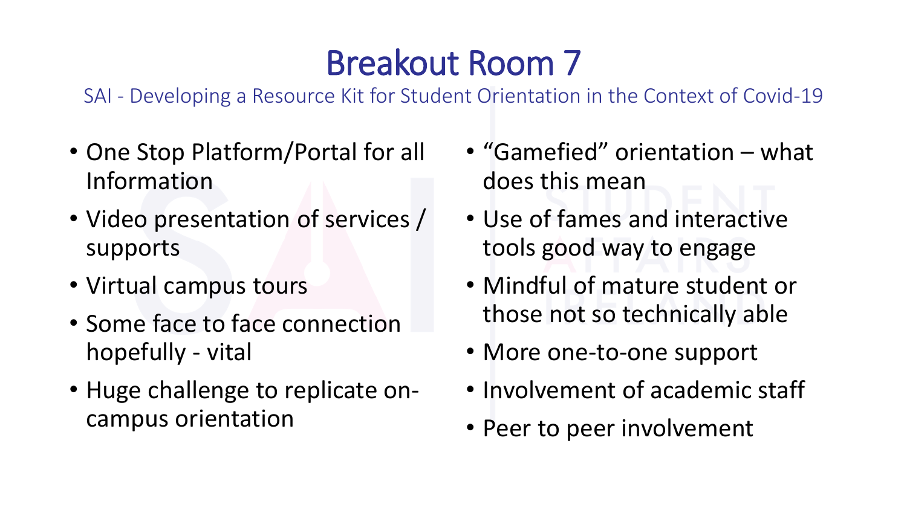# Breakout Room 7

SAI - Developing a Resource Kit for Student Orientation in the Context of Covid-19

- One Stop Platform/Portal for all Information
- Video presentation of services / supports
- Virtual campus tours
- Some face to face connection hopefully - vital
- Huge challenge to replicate on-campus orientation
- "Gamefied" orientation – what does this mean
- Use of fames and interactive tools good way to engage
- Mindful of mature student or those not so technically able
- More one-to-one support
- Involvement of academic staff
- Peer to peer involvement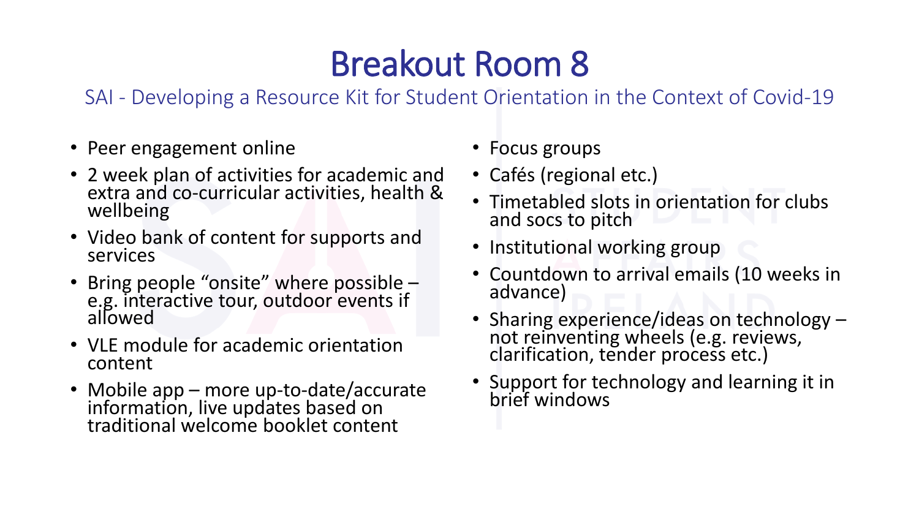# Breakout Room 8

SAI - Developing a Resource Kit for Student Orientation in the Context of Covid-19

- Peer engagement online
- 2 week plan of activities for academic and extra and co-curricular activities, health & wellbeing
- Video bank of content for supports and services
- Bring people "onsite" where possible – e.g. interactive tour, outdoor events if allowed
- VLE module for academic orientation content
- Mobile app – more up-to-date/accurate information, live updates based on traditional welcome booklet content
- Focus groups
- Cafés (regional etc.)
- Timetabled slots in orientation for clubs and socs to pitch
- Institutional working group
- Countdown to arrival emails (10 weeks in advance)
- Sharing experience/ideas on technology – not reinventing wheels (e.g. reviews, clarification, tender process etc.)
- Support for technology and learning it in brief windows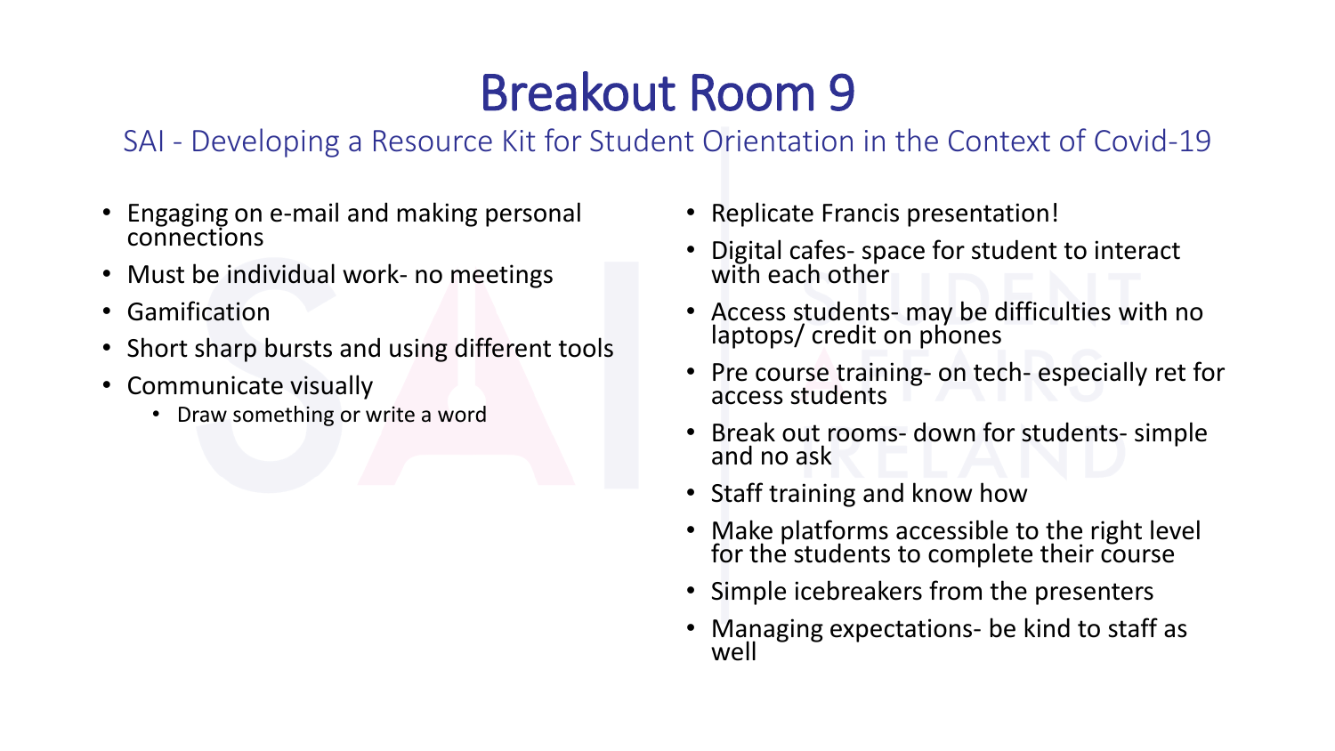# Breakout Room 9

## SAI - Developing a Resource Kit for Student Orientation in the Context of Covid-19

- Engaging on e-mail and making personal connections
- Must be individual work- no meetings
- Gamification
- Short sharp bursts and using different tools
- Communicate visually
  - Draw something or write a word

- Replicate Francis presentation!
- Digital cafes- space for student to interact with each other
- Access students- may be difficulties with no laptops/ credit on phones
- Pre course training- on tech- especially ret for access students
- Break out rooms- down for students- simple and no ask
- Staff training and know how
- Make platforms accessible to the right level for the students to complete their course
- Simple icebreakers from the presenters
- Managing expectations- be kind to staff as well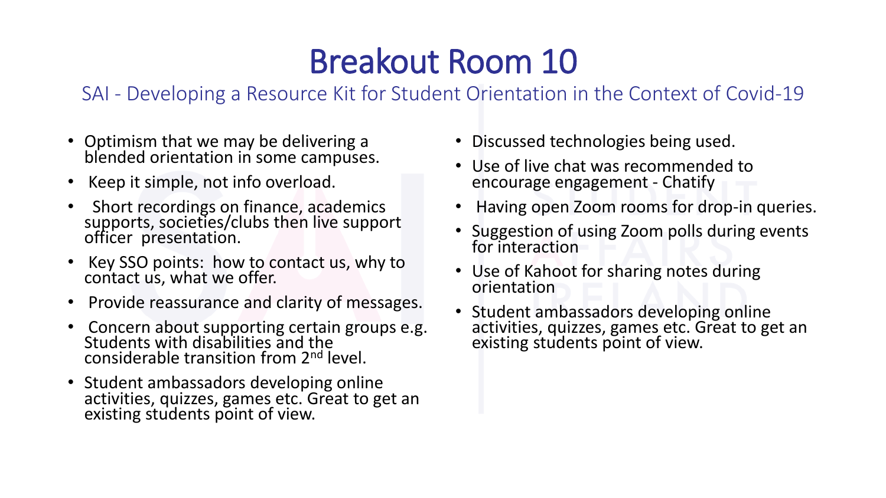# Breakout Room 10

## SAI - Developing a Resource Kit for Student Orientation in the Context of Covid-19

- Optimism that we may be delivering a blended orientation in some campuses.
- Keep it simple, not info overload.
- Short recordings on finance, academics supports, societies/clubs then live support officer presentation.
- Key SSO points: how to contact us, why to contact us, what we offer.
- Provide reassurance and clarity of messages.
- Concern about supporting certain groups e.g. Students with disabilities and the considerable transition from 2nd level.
- Student ambassadors developing online activities, quizzes, games etc. Great to get an existing students point of view.
- Discussed technologies being used.
- Use of live chat was recommended to encourage engagement - Chatify
- Having open Zoom rooms for drop-in queries.
- Suggestion of using Zoom polls during events for interaction
- Use of Kahoot for sharing notes during orientation
- Student ambassadors developing online activities, quizzes, games etc. Great to get an existing students point of view.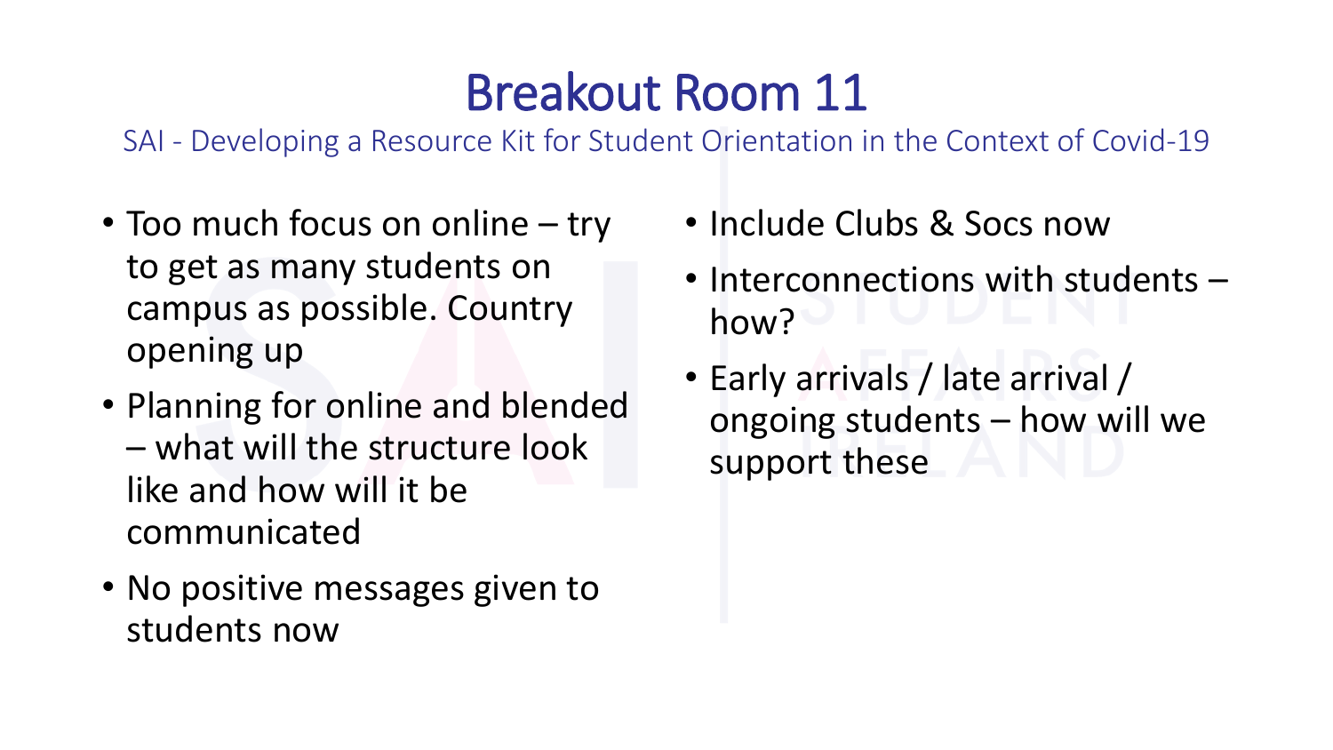# Breakout Room 11

SAI - Developing a Resource Kit for Student Orientation in the Context of Covid-19

- Too much focus on online – try to get as many students on campus as possible. Country opening up
- Planning for online and blended – what will the structure look like and how will it be communicated
- No positive messages given to students now
- Include Clubs & Socs now
- Interconnections with students – how?
- Early arrivals / late arrival / ongoing students – how will we support these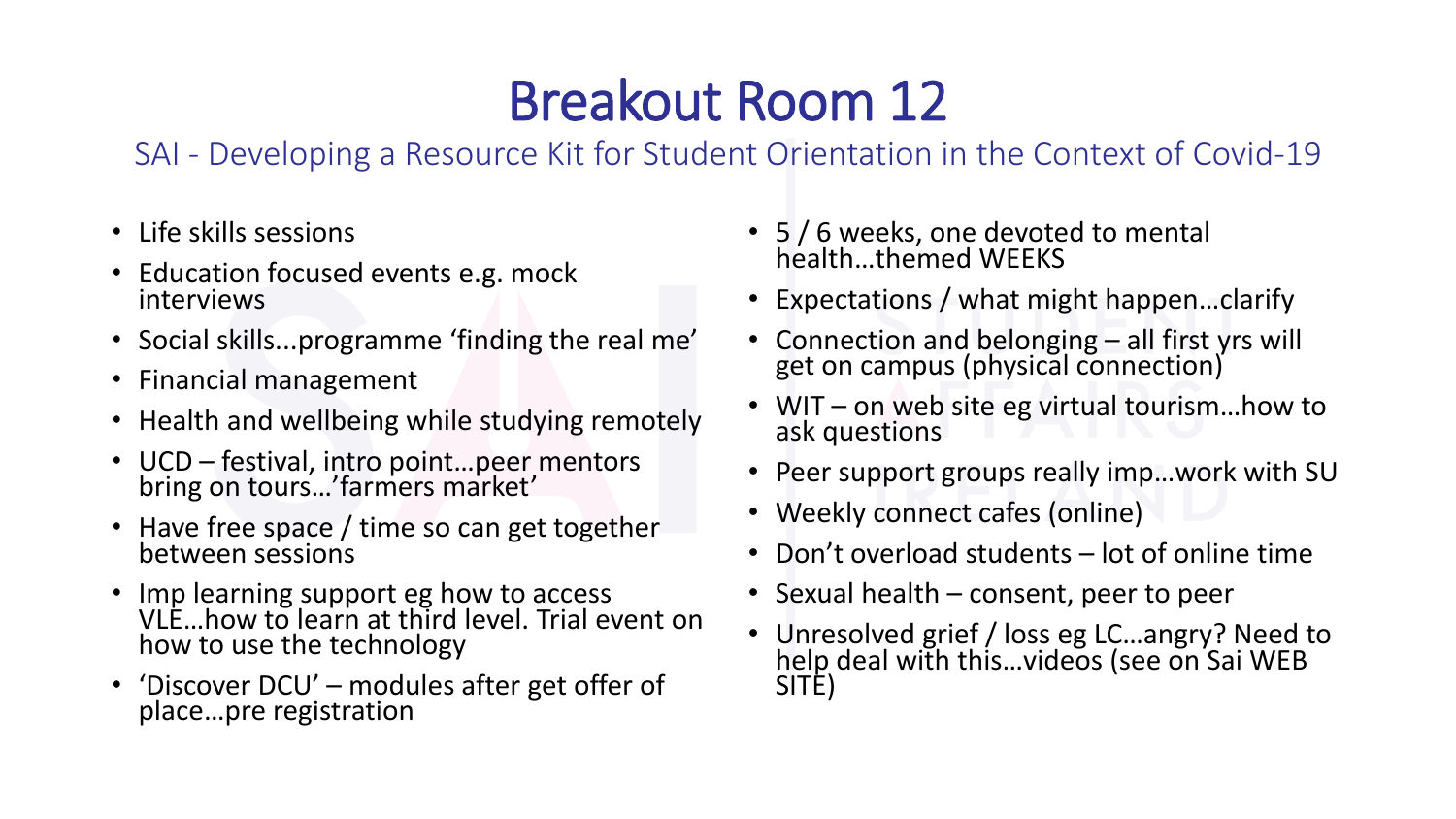# Breakout Room 12

## SAI - Developing a Resource Kit for Student Orientation in the Context of Covid-19

- Life skills sessions
- Education focused events e.g. mock interviews
- Social skills...programme 'finding the real me'
- Financial management
- Health and wellbeing while studying remotely
- UCD – festival, intro point…peer mentors bring on tours…'farmers market'
- Have free space / time so can get together between sessions
- Imp learning support eg how to access VLE…how to learn at third level. Trial event on how to use the technology
- 'Discover DCU' – modules after get offer of place…pre registration
- 5 / 6 weeks, one devoted to mental health…themed WEEKS
- Expectations / what might happen…clarify
- Connection and belonging – all first yrs will get on campus (physical connection)
- WIT – on web site eg virtual tourism…how to ask questions
- Peer support groups really imp…work with SU
- Weekly connect cafes (online)
- Don't overload students – lot of online time
- Sexual health – consent, peer to peer
- Unresolved grief / loss eg LC…angry? Need to help deal with this…videos (see on Sai WEB SITE)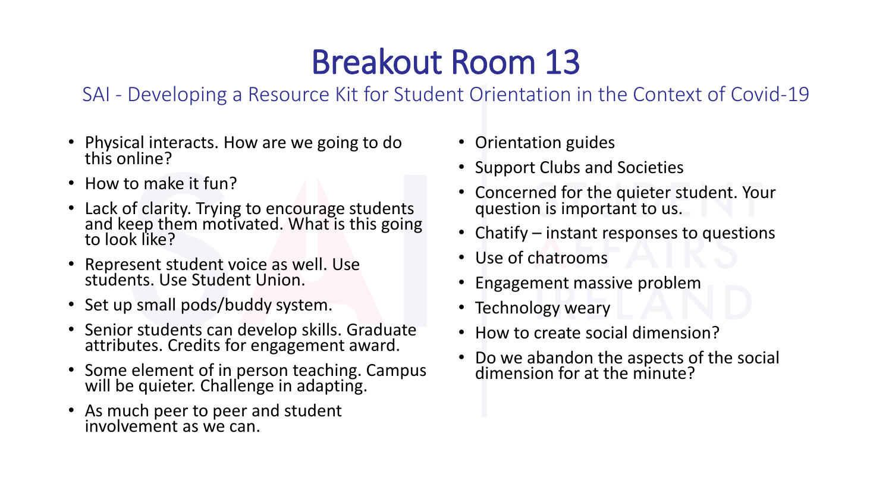# Breakout Room 13

SAI - Developing a Resource Kit for Student Orientation in the Context of Covid-19

- Physical interacts. How are we going to do this online?
- How to make it fun?
- Lack of clarity. Trying to encourage students and keep them motivated. What is this going to look like?
- Represent student voice as well. Use students. Use Student Union.
- Set up small pods/buddy system.
- Senior students can develop skills. Graduate attributes. Credits for engagement award.
- Some element of in person teaching. Campus will be quieter. Challenge in adapting.
- As much peer to peer and student involvement as we can.
- Orientation guides
- Support Clubs and Societies
- Concerned for the quieter student. Your question is important to us.
- Chatify – instant responses to questions
- Use of chatrooms
- Engagement massive problem
- Technology weary
- How to create social dimension?
- Do we abandon the aspects of the social dimension for at the minute?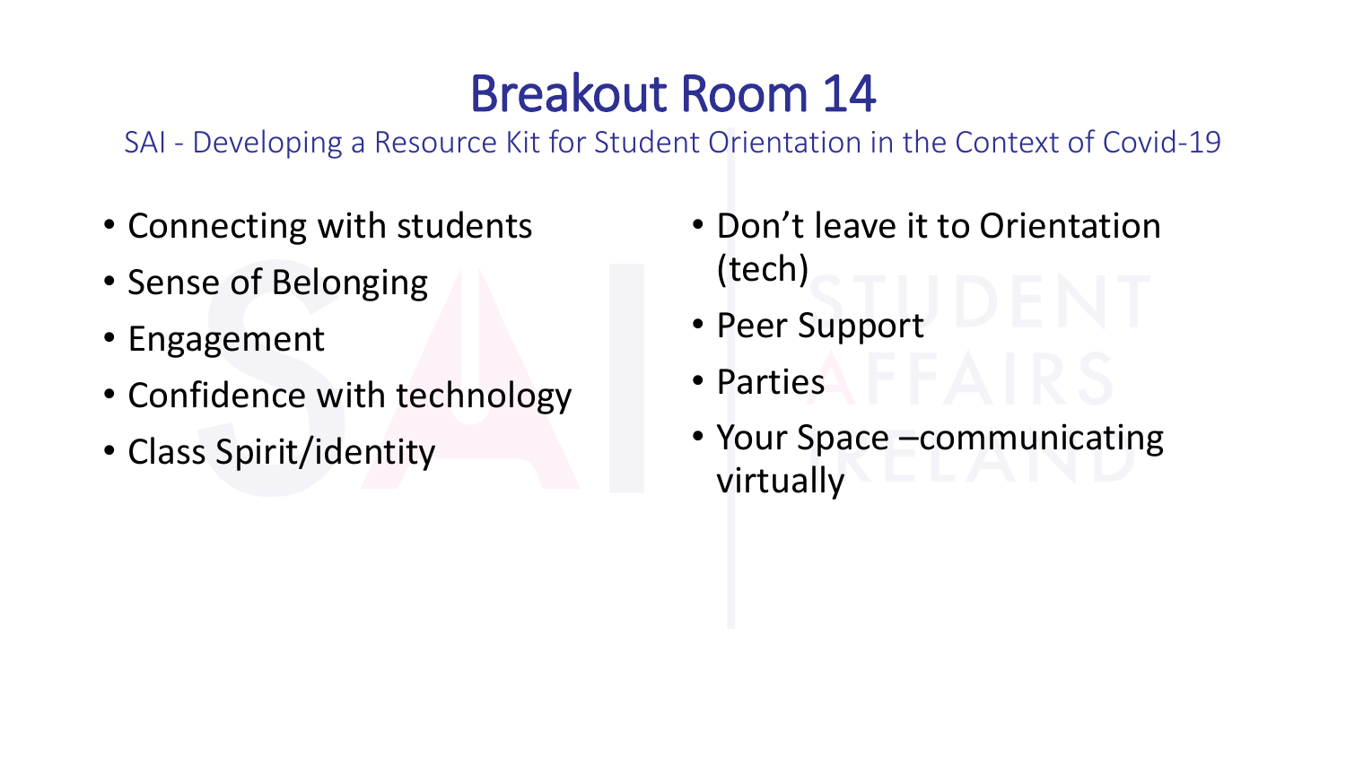# Breakout Room 14

SAI - Developing a Resource Kit for Student Orientation in the Context of Covid-19

- Connecting with students
- Sense of Belonging
- Engagement
- Confidence with technology
- Class Spirit/identity
- Don't leave it to Orientation (tech)
- Peer Support
- Parties
- Your Space –communicating virtually